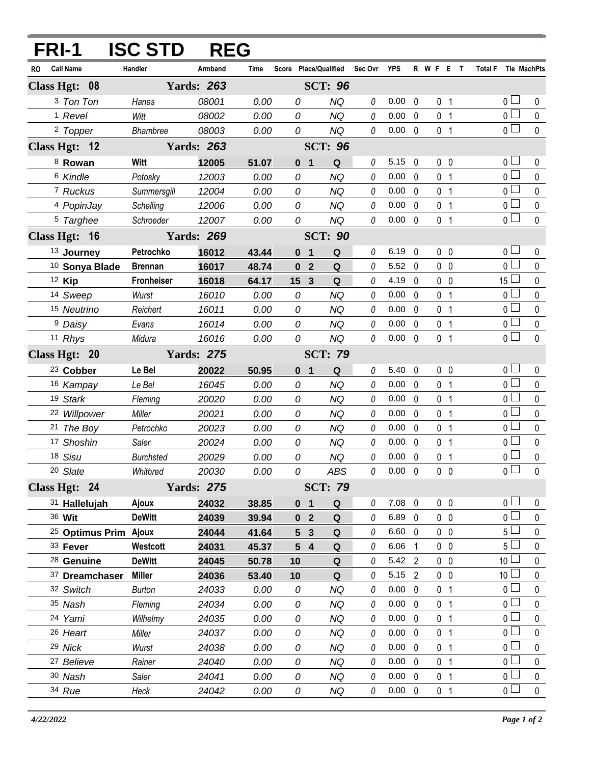# FRI-1 ISC STD REG

| RO | Call Name | Handler | Armband | Time | Score | Place/Qualified | | Sec Ovr | YPS | R | W | F | E | T | Total F | Tie | MachPts |
|---|---|---|---|---|---|---|---|---|---|---|---|---|---|---|---|---|---|
| **Class Hgt: 08** | | **Yards: 263** | | | | **SCT: 96** | | | | | | | | | | | |
| 3 | Ton Ton | Hanes | 08001 | 0.00 | 0 | | NQ | 0 | 0.00 | 0 | | | 0 | 1 | 0 | | 0 |
| 1 | Revel | Witt | 08002 | 0.00 | 0 | | NQ | 0 | 0.00 | 0 | | | 0 | 1 | 0 | | 0 |
| 2 | Topper | Bhambree | 08003 | 0.00 | 0 | | NQ | 0 | 0.00 | 0 | | | 0 | 1 | 0 | | 0 |
| **Class Hgt: 12** | | **Yards: 263** | | | | **SCT: 96** | | | | | | | | | | | |
| 8 | **Rowan** | **Witt** | **12005** | **51.07** | **0** | **1** | **Q** | 0 | 5.15 | 0 | | | 0 | 0 | 0 | | 0 |
| 6 | Kindle | Potosky | 12003 | 0.00 | 0 | | NQ | 0 | 0.00 | 0 | | | 0 | 1 | 0 | | 0 |
| 7 | Ruckus | Summersgill | 12004 | 0.00 | 0 | | NQ | 0 | 0.00 | 0 | | | 0 | 1 | 0 | | 0 |
| 4 | PopinJay | Schelling | 12006 | 0.00 | 0 | | NQ | 0 | 0.00 | 0 | | | 0 | 1 | 0 | | 0 |
| 5 | Targhee | Schroeder | 12007 | 0.00 | 0 | | NQ | 0 | 0.00 | 0 | | | 0 | 1 | 0 | | 0 |
| **Class Hgt: 16** | | **Yards: 269** | | | | **SCT: 90** | | | | | | | | | | | |
| 13 | **Journey** | **Petrochko** | **16012** | **43.44** | **0** | **1** | **Q** | 0 | 6.19 | 0 | | | 0 | 0 | 0 | | 0 |
| 10 | **Sonya Blade** | **Brennan** | **16017** | **48.74** | **0** | **2** | **Q** | 0 | 5.52 | 0 | | | 0 | 0 | 0 | | 0 |
| 12 | **Kip** | **Fronheiser** | **16018** | **64.17** | **15** | **3** | **Q** | 0 | 4.19 | 0 | | | 0 | 0 | 15 | | 0 |
| 14 | Sweep | Wurst | 16010 | 0.00 | 0 | | NQ | 0 | 0.00 | 0 | | | 0 | 1 | 0 | | 0 |
| 15 | Neutrino | Reichert | 16011 | 0.00 | 0 | | NQ | 0 | 0.00 | 0 | | | 0 | 1 | 0 | | 0 |
| 9 | Daisy | Evans | 16014 | 0.00 | 0 | | NQ | 0 | 0.00 | 0 | | | 0 | 1 | 0 | | 0 |
| 11 | Rhys | Midura | 16016 | 0.00 | 0 | | NQ | 0 | 0.00 | 0 | | | 0 | 1 | 0 | | 0 |
| **Class Hgt: 20** | | **Yards: 275** | | | | **SCT: 79** | | | | | | | | | | | |
| 23 | **Cobber** | **Le Bel** | **20022** | **50.95** | **0** | **1** | **Q** | 0 | 5.40 | 0 | | | 0 | 0 | 0 | | 0 |
| 16 | Kampay | Le Bel | 16045 | 0.00 | 0 | | NQ | 0 | 0.00 | 0 | | | 0 | 1 | 0 | | 0 |
| 19 | Stark | Fleming | 20020 | 0.00 | 0 | | NQ | 0 | 0.00 | 0 | | | 0 | 1 | 0 | | 0 |
| 22 | Willpower | Miller | 20021 | 0.00 | 0 | | NQ | 0 | 0.00 | 0 | | | 0 | 1 | 0 | | 0 |
| 21 | The Boy | Petrochko | 20023 | 0.00 | 0 | | NQ | 0 | 0.00 | 0 | | | 0 | 1 | 0 | | 0 |
| 17 | Shoshin | Saler | 20024 | 0.00 | 0 | | NQ | 0 | 0.00 | 0 | | | 0 | 1 | 0 | | 0 |
| 18 | Sisu | Burchsted | 20029 | 0.00 | 0 | | NQ | 0 | 0.00 | 0 | | | 0 | 1 | 0 | | 0 |
| 20 | Slate | Whitbred | 20030 | 0.00 | 0 | | ABS | 0 | 0.00 | 0 | | | 0 | 0 | 0 | | 0 |
| **Class Hgt: 24** | | **Yards: 275** | | | | **SCT: 79** | | | | | | | | | | | |
| 31 | **Hallelujah** | **Ajoux** | **24032** | **38.85** | **0** | **1** | **Q** | 0 | 7.08 | 0 | | | 0 | 0 | 0 | | 0 |
| 36 | **Wit** | **DeWitt** | **24039** | **39.94** | **0** | **2** | **Q** | 0 | 6.89 | 0 | | | 0 | 0 | 0 | | 0 |
| 25 | **Optimus Prim** | **Ajoux** | **24044** | **41.64** | **5** | **3** | **Q** | 0 | 6.60 | 0 | | | 0 | 0 | 5 | | 0 |
| 33 | **Fever** | **Westcott** | **24031** | **45.37** | **5** | **4** | **Q** | 0 | 6.06 | 1 | | | 0 | 0 | 5 | | 0 |
| 28 | **Genuine** | **DeWitt** | **24045** | **50.78** | **10** | | **Q** | 0 | 5.42 | 2 | | | 0 | 0 | 10 | | 0 |
| 37 | **Dreamchaser** | **Miller** | **24036** | **53.40** | **10** | | **Q** | 0 | 5.15 | 2 | | | 0 | 0 | 10 | | 0 |
| 32 | Switch | Burton | 24033 | 0.00 | 0 | | NQ | 0 | 0.00 | 0 | | | 0 | 1 | 0 | | 0 |
| 35 | Nash | Fleming | 24034 | 0.00 | 0 | | NQ | 0 | 0.00 | 0 | | | 0 | 1 | 0 | | 0 |
| 24 | Yami | Wilhelmy | 24035 | 0.00 | 0 | | NQ | 0 | 0.00 | 0 | | | 0 | 1 | 0 | | 0 |
| 26 | Heart | Miller | 24037 | 0.00 | 0 | | NQ | 0 | 0.00 | 0 | | | 0 | 1 | 0 | | 0 |
| 29 | Nick | Wurst | 24038 | 0.00 | 0 | | NQ | 0 | 0.00 | 0 | | | 0 | 1 | 0 | | 0 |
| 27 | Believe | Rainer | 24040 | 0.00 | 0 | | NQ | 0 | 0.00 | 0 | | | 0 | 1 | 0 | | 0 |
| 30 | Nash | Saler | 24041 | 0.00 | 0 | | NQ | 0 | 0.00 | 0 | | | 0 | 1 | 0 | | 0 |
| 34 | Rue | Heck | 24042 | 0.00 | 0 | | NQ | 0 | 0.00 | 0 | | | 0 | 1 | 0 | | 0 |

*4/22/2022*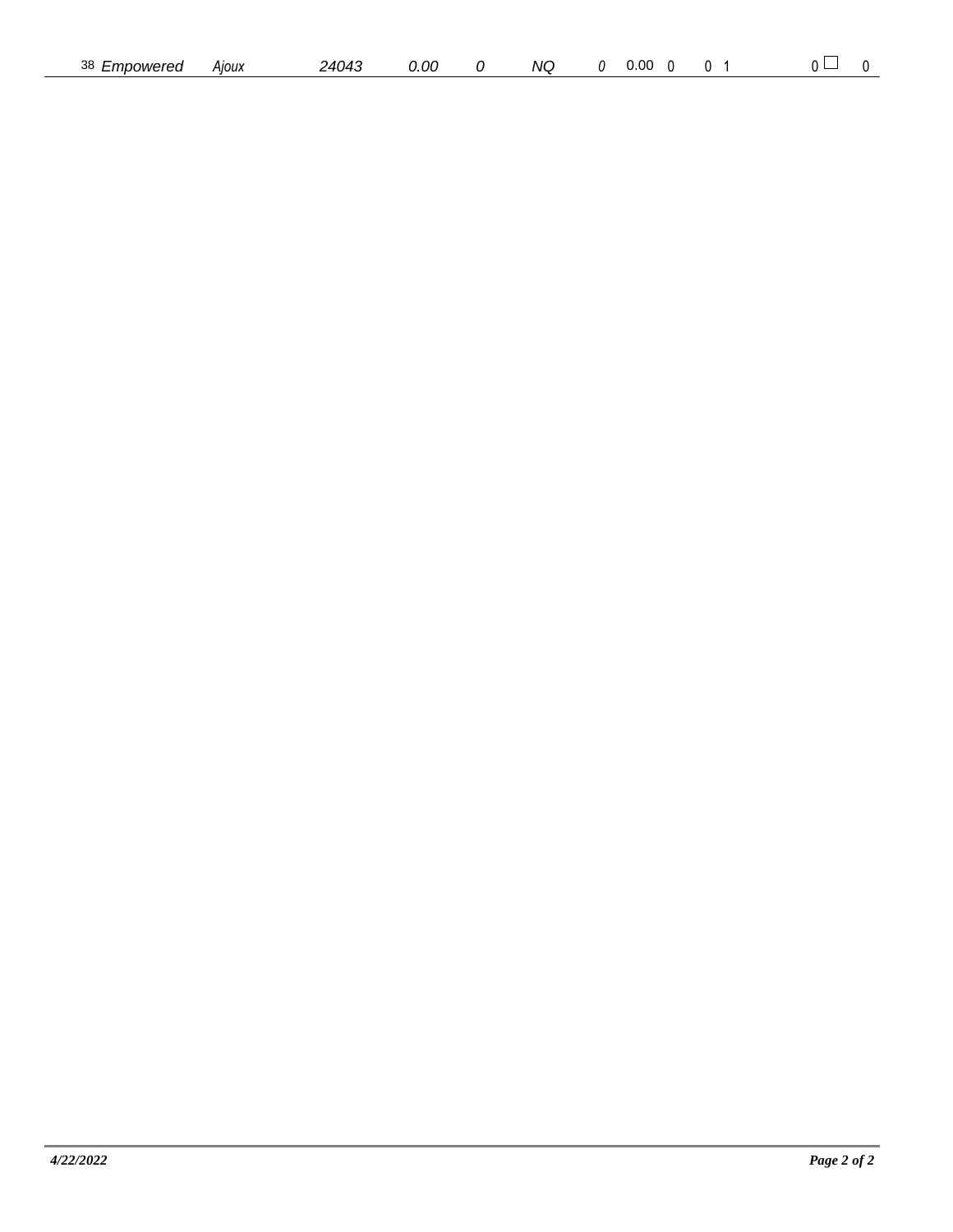| | | | | | | | | | | | | | | |
|---|---|---|---|---|---|---|---|---|---|---|---|---|---|---|
| 38 | Empowered | Ajoux | 24043 | 0.00 | 0 | NQ | 0 | 0.00 | 0 | 0 | 1 | 0 | ☐ | 0 |